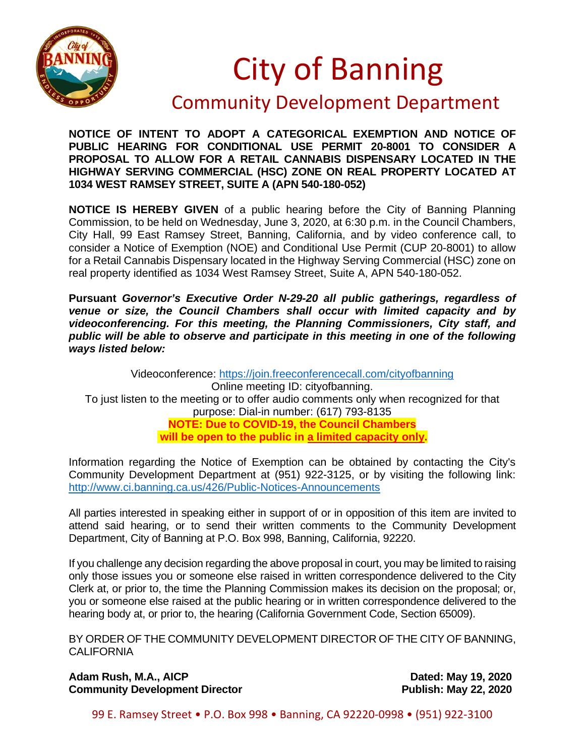# City of Banning

## Community Development Department

**NOTICE OF INTENT TO ADOPT A CATEGORICAL EXEMPTION AND NOTICE OF PUBLIC HEARING FOR CONDITIONAL USE PERMIT 20-8001 TO CONSIDER A PROPOSAL TO ALLOW FOR A RETAIL CANNABIS DISPENSARY LOCATED IN THE HIGHWAY SERVING COMMERCIAL (HSC) ZONE ON REAL PROPERTY LOCATED AT 1034 WEST RAMSEY STREET, SUITE A (APN 540-180-052)**

**NOTICE IS HEREBY GIVEN** of a public hearing before the City of Banning Planning Commission, to be held on Wednesday, June 3, 2020, at 6:30 p.m. in the Council Chambers, City Hall, 99 East Ramsey Street, Banning, California, and by video conference call, to consider a Notice of Exemption (NOE) and Conditional Use Permit (CUP 20-8001) to allow for a Retail Cannabis Dispensary located in the Highway Serving Commercial (HSC) zone on real property identified as 1034 West Ramsey Street, Suite A, APN 540-180-052.

**Pursuant *Governor's Executive Order N-29-20 all public gatherings, regardless of venue or size, the Council Chambers shall occur with limited capacity and by videoconferencing. For this meeting, the Planning Commissioners, City staff, and public will be able to observe and participate in this meeting in one of the following ways listed below:***

Videoconference: https://join.freeconferencecall.com/cityofbanning
Online meeting ID: cityofbanning.
To just listen to the meeting or to offer audio comments only when recognized for that purpose: Dial-in number: (617) 793-8135
**NOTE: Due to COVID-19, the Council Chambers will be open to the public in a limited capacity only.**

Information regarding the Notice of Exemption can be obtained by contacting the City's Community Development Department at (951) 922-3125, or by visiting the following link: http://www.ci.banning.ca.us/426/Public-Notices-Announcements

All parties interested in speaking either in support of or in opposition of this item are invited to attend said hearing, or to send their written comments to the Community Development Department, City of Banning at P.O. Box 998, Banning, California, 92220.

If you challenge any decision regarding the above proposal in court, you may be limited to raising only those issues you or someone else raised in written correspondence delivered to the City Clerk at, or prior to, the time the Planning Commission makes its decision on the proposal; or, you or someone else raised at the public hearing or in written correspondence delivered to the hearing body at, or prior to, the hearing (California Government Code, Section 65009).

BY ORDER OF THE COMMUNITY DEVELOPMENT DIRECTOR OF THE CITY OF BANNING, CALIFORNIA

**Adam Rush, M.A., AICP**
**Community Development Director**

**Dated: May 19, 2020**
**Publish: May 22, 2020**

99 E. Ramsey Street • P.O. Box 998 • Banning, CA 92220-0998 • (951) 922-3100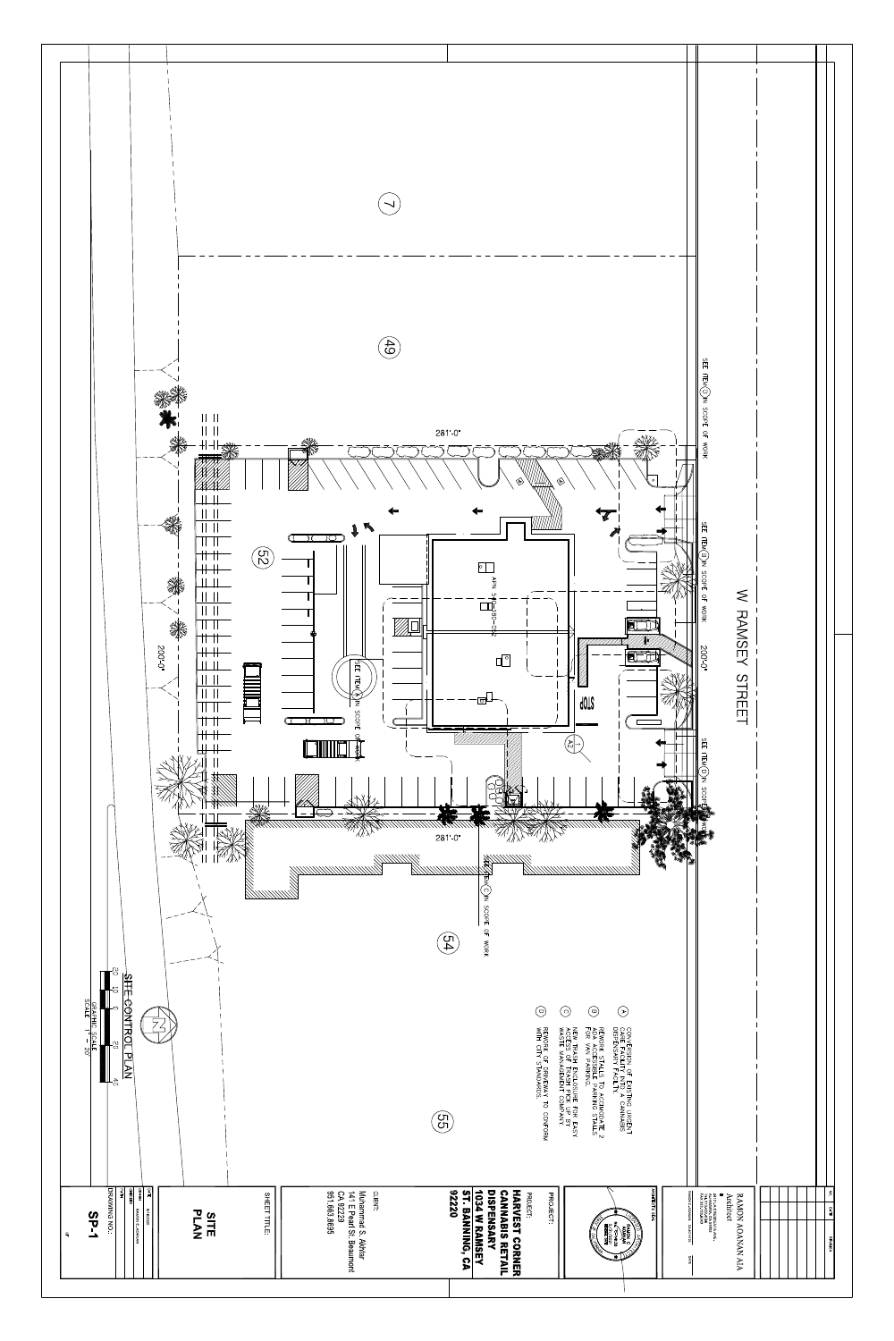W RAMSEY STREET

SEE ITEM D IN SCOPE OF WORK

SEE ITEM B IN SCOPE OF WORK

SEE ITEM D IN SCOPE OF WORK

SEE ITEM A IN SCOPE OF WORK

SEE ITEM C IN SCOPE OF WORK

281'-0"

200'-0"

APN 541-180-022

STOP

1 / A2

7

49

52

54

55

A. CONVERSION OF EXISTING URGENT CARE FACILITY INTO A CANNABIS DISPENSARY FACILITY.

B. REWORK STALLS TO ACCOMODATE 2 ADA ACCESSIBLE PARKING STALLS FOR VAN PARKING.

C. NEW TRASH ENCLOSURE FOR EASY ACCESS OF TRASH PICK UP BY WASTE MANAGEMENT COMPANY.

D. REWORK OF DRIVEWAY TO CONFORM WITH CITY STANDARDS.

SITE CONTROL PLAN

GRAPHIC SCALE
SCALE: 1" = 20'

20 10 0 20 40

RAMON AOANAN AIA
Architect

PROJECT:
**HARVEST CORNER CANNABIS RETAIL DISPENSARY**
**1034 W RAMSEY ST. BANNING, CA 92220**

CLIENT:
Muhammad S. Akhtar
141 E Pearl St. Beaumont
CA 92223
951.663.8695

SHEET TITLE:
**SITE PLAN**

DRAWING NO.:
**SP-1**